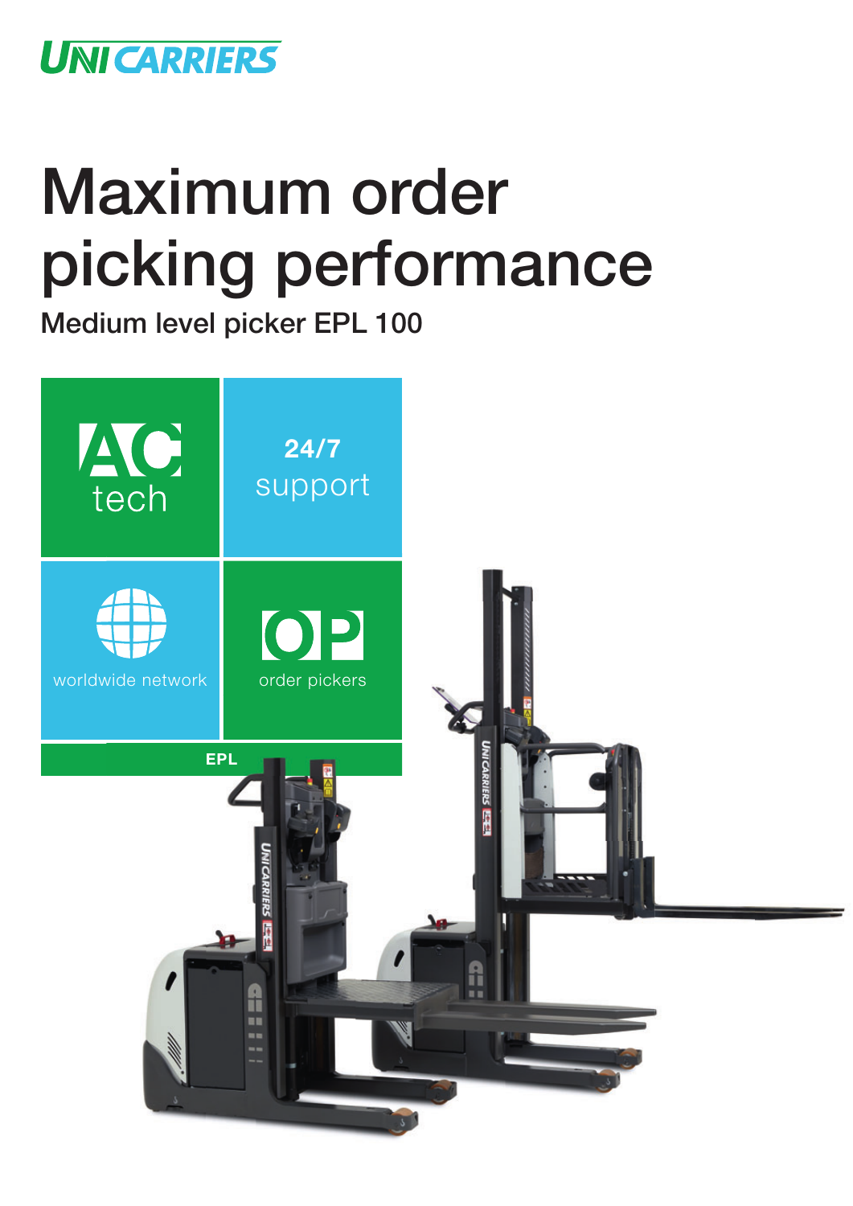UNICARRIERS

# Maximum order picking performance

## Medium level picker EPL 100

AC tech

**24/7** support

worldwide network

OP order pickers

EPL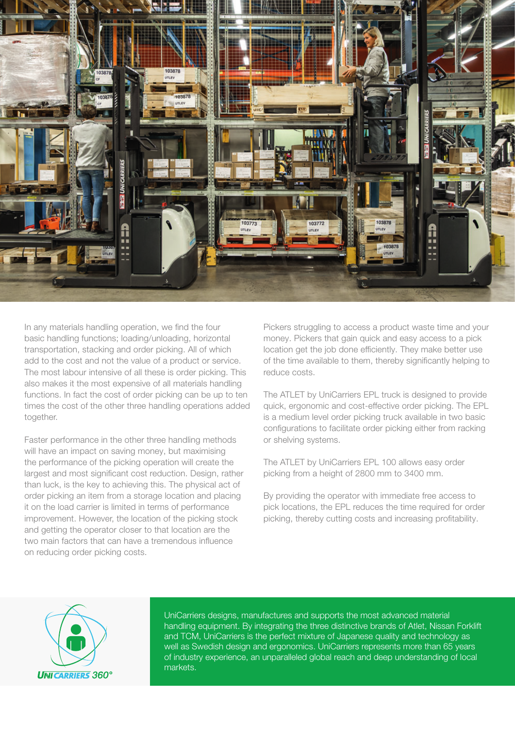In any materials handling operation, we find the four basic handling functions; loading/unloading, horizontal transportation, stacking and order picking. All of which add to the cost and not the value of a product or service. The most labour intensive of all these is order picking. This also makes it the most expensive of all materials handling functions. In fact the cost of order picking can be up to ten times the cost of the other three handling operations added together.

Faster performance in the other three handling methods will have an impact on saving money, but maximising the performance of the picking operation will create the largest and most significant cost reduction. Design, rather than luck, is the key to achieving this. The physical act of order picking an item from a storage location and placing it on the load carrier is limited in terms of performance improvement. However, the location of the picking stock and getting the operator closer to that location are the two main factors that can have a tremendous influence on reducing order picking costs.

Pickers struggling to access a product waste time and your money. Pickers that gain quick and easy access to a pick location get the job done efficiently. They make better use of the time available to them, thereby significantly helping to reduce costs.

The ATLET by UniCarriers EPL truck is designed to provide quick, ergonomic and cost-effective order picking. The EPL is a medium level order picking truck available in two basic configurations to facilitate order picking either from racking or shelving systems.

The ATLET by UniCarriers EPL 100 allows easy order picking from a height of 2800 mm to 3400 mm.

By providing the operator with immediate free access to pick locations, the EPL reduces the time required for order picking, thereby cutting costs and increasing profitability.

UNICARRIERS 360°

UniCarriers designs, manufactures and supports the most advanced material handling equipment. By integrating the three distinctive brands of Atlet, Nissan Forklift and TCM, UniCarriers is the perfect mixture of Japanese quality and technology as well as Swedish design and ergonomics. UniCarriers represents more than 65 years of industry experience, an unparalleled global reach and deep understanding of local markets.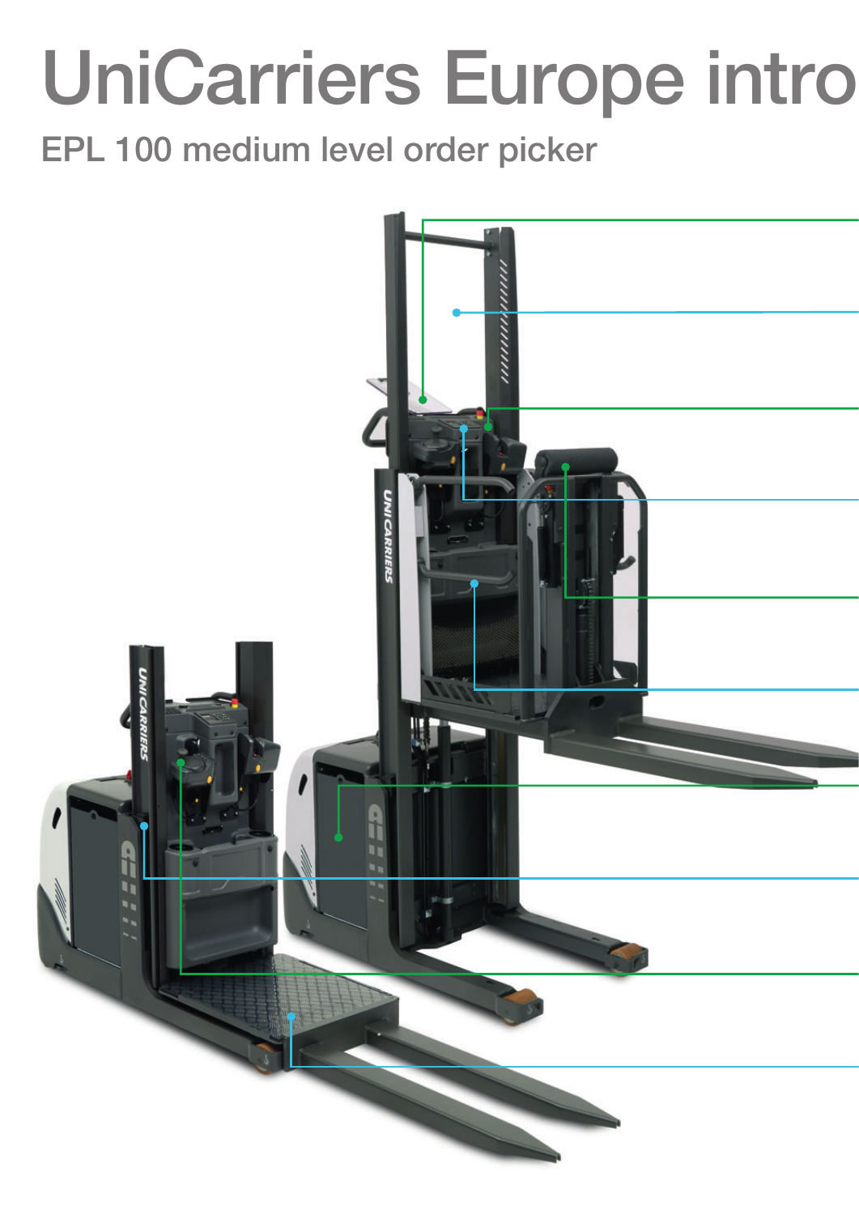# UniCarriers Europe intro

## EPL 100 medium level order picker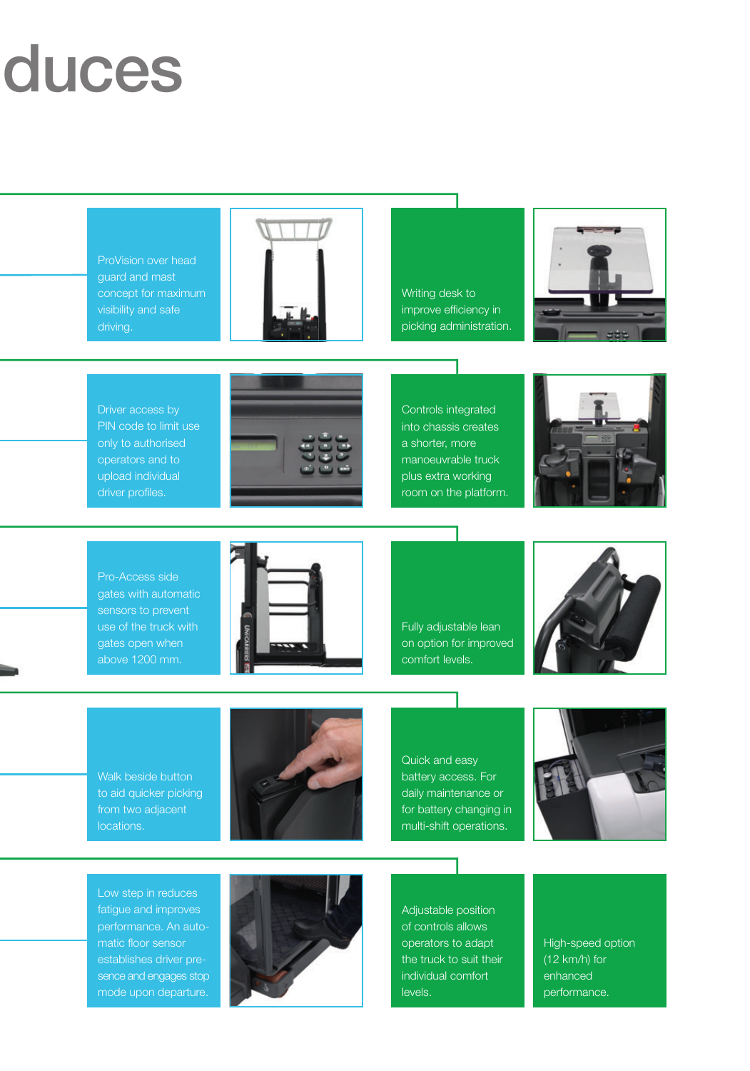# duces

ProVision over head guard and mast concept for maximum visibility and safe driving.

Writing desk to improve efficiency in picking administration.

Driver access by PIN code to limit use only to authorised operators and to upload individual driver profiles.

Controls integrated into chassis creates a shorter, more manoeuvrable truck plus extra working room on the platform.

Pro-Access side gates with automatic sensors to prevent use of the truck with gates open when above 1200 mm.

Fully adjustable lean on option for improved comfort levels.

Walk beside button to aid quicker picking from two adjacent locations.

Quick and easy battery access. For daily maintenance or for battery changing in multi-shift operations.

Low step in reduces fatigue and improves performance. An automatic floor sensor establishes driver presence and engages stop mode upon departure.

Adjustable position of controls allows operators to adapt the truck to suit their individual comfort levels.

High-speed option (12 km/h) for enhanced performance.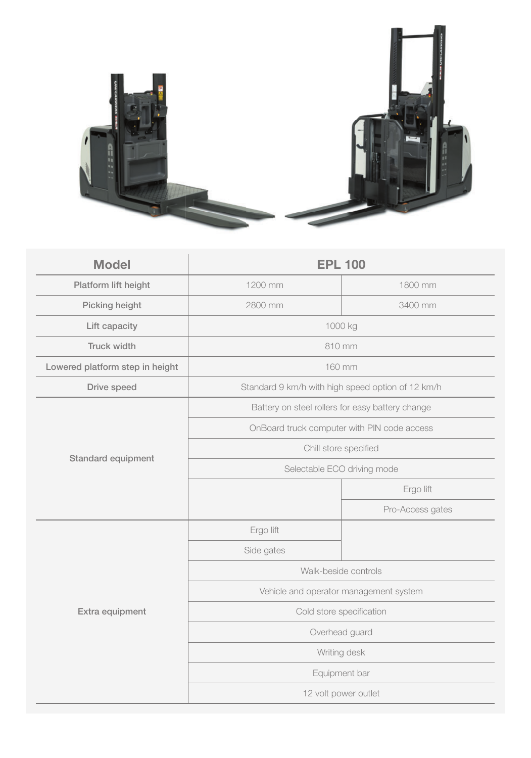| Model | EPL 100 | |
|---|---|---|
| Platform lift height | 1200 mm | 1800 mm |
| Picking height | 2800 mm | 3400 mm |
| Lift capacity | 1000 kg | |
| Truck width | 810 mm | |
| Lowered platform step in height | 160 mm | |
| Drive speed | Standard 9 km/h with high speed option of 12 km/h | |
| Standard equipment | Battery on steel rollers for easy battery change | |
| | OnBoard truck computer with PIN code access | |
| | Chill store specified | |
| | Selectable ECO driving mode | |
| | | Ergo lift |
| | | Pro-Access gates |
| Extra equipment | Ergo lift | |
| | Side gates | |
| | Walk-beside controls | |
| | Vehicle and operator management system | |
| | Cold store specification | |
| | Overhead guard | |
| | Writing desk | |
| | Equipment bar | |
| | 12 volt power outlet | |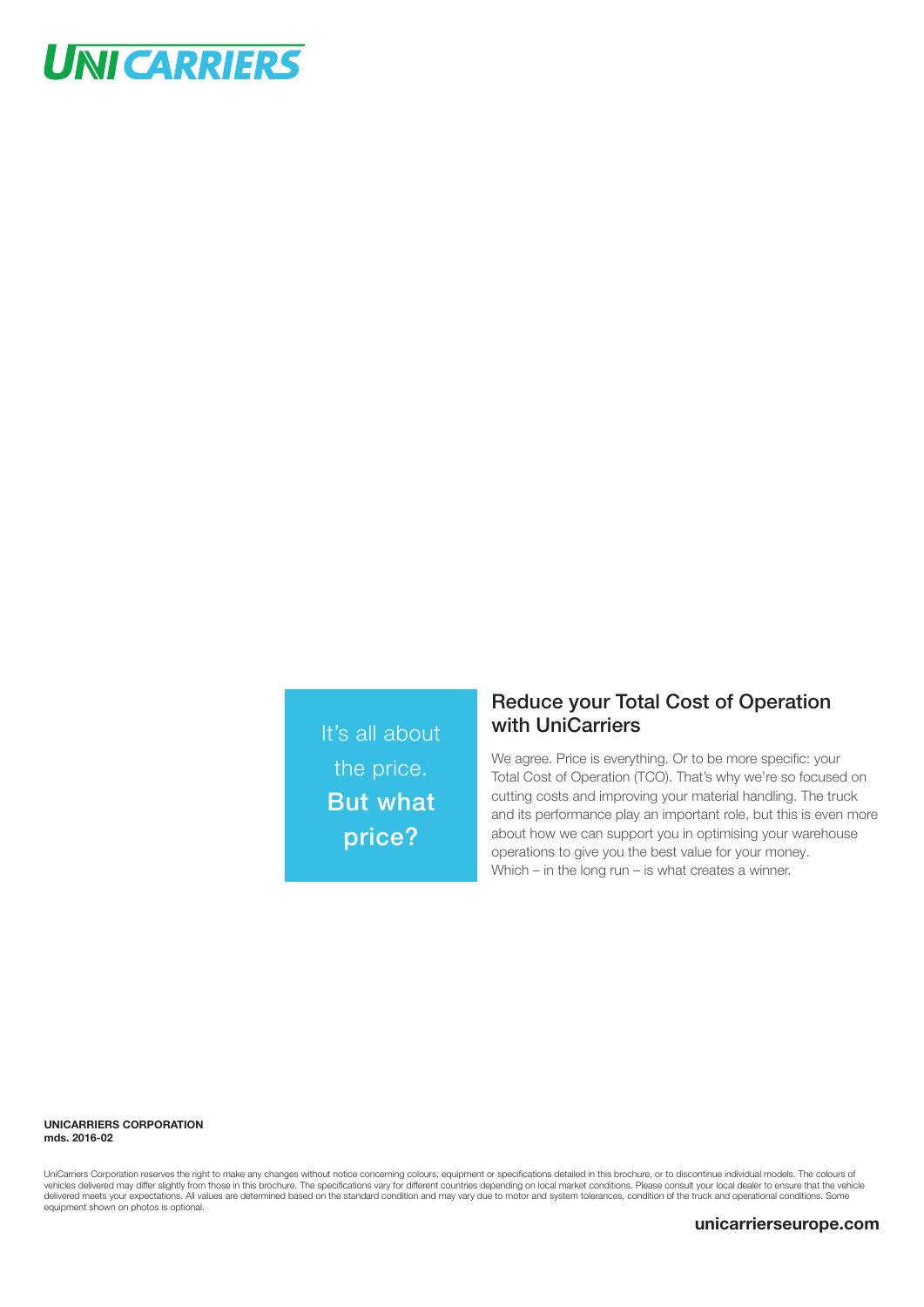UNICARRIERS

It's all about the price. **But what price?**

## Reduce your Total Cost of Operation with UniCarriers

We agree. Price is everything. Or to be more specific: your Total Cost of Operation (TCO). That's why we're so focused on cutting costs and improving your material handling. The truck and its performance play an important role, but this is even more about how we can support you in optimising your warehouse operations to give you the best value for your money. Which – in the long run – is what creates a winner.

**UNICARRIERS CORPORATION**
**mds. 2016-02**

UniCarriers Corporation reserves the right to make any changes without notice concerning colours, equipment or specifications detailed in this brochure, or to discontinue individual models. The colours of vehicles delivered may differ slightly from those in this brochure. The specifications vary for different countries depending on local market conditions. Please consult your local dealer to ensure that the vehicle delivered meets your expectations. All values are determined based on the standard condition and may vary due to motor and system tolerances, condition of the truck and operational conditions. Some equipment shown on photos is optional.

**unicarrierseurope.com**